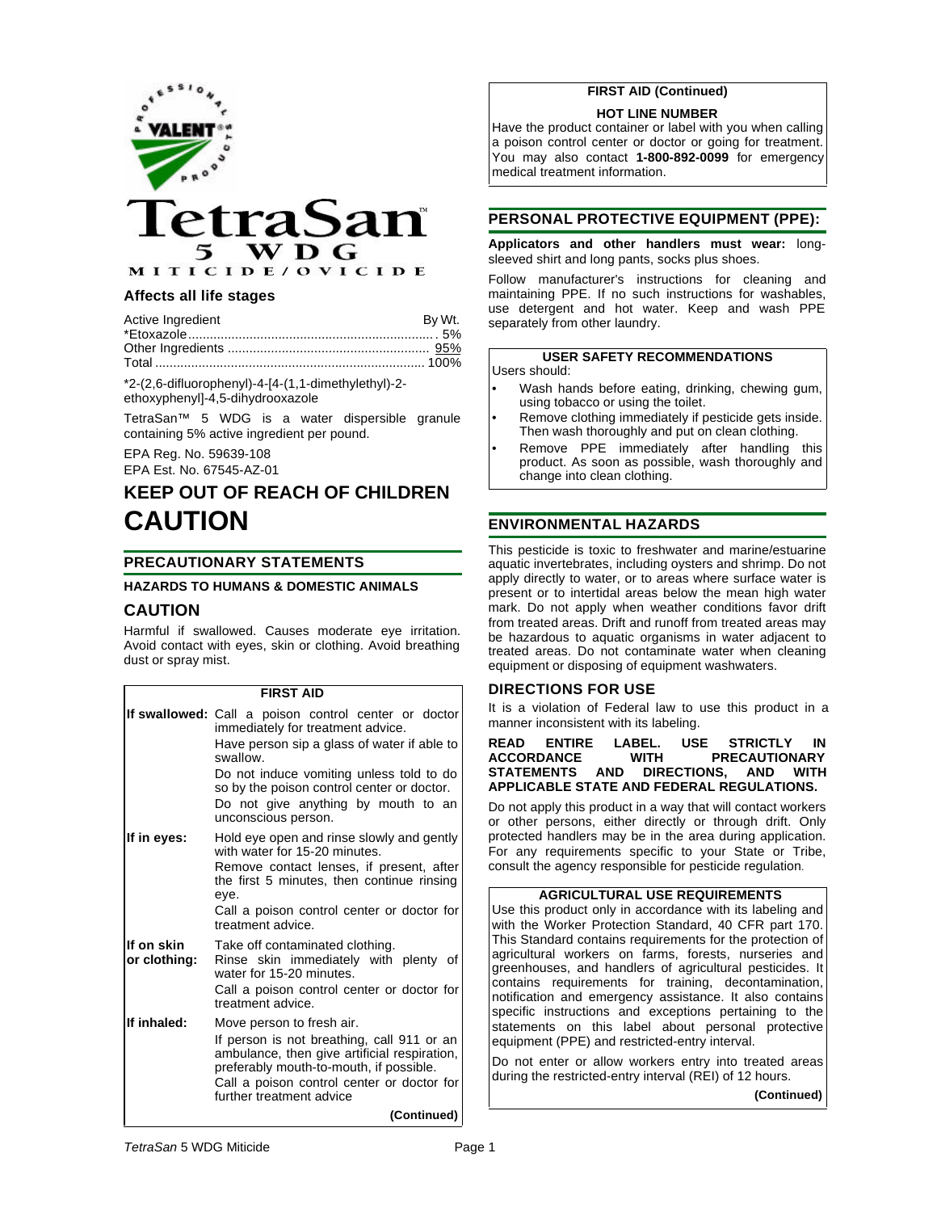PROFESSIONAL VALENT® PRODUCTS

# TetraSan™ 5 WDG

MITICIDE/OVICIDE

### Affects all life stages

| Active Ingredient | By Wt. |
|---|---|
| *Etoxazole | 5% |
| Other Ingredients | 95% |
| Total | 100% |

*2-(2,6-difluorophenyl)-4-[4-(1,1-dimethylethyl)-2-ethoxyphenyl]-4,5-dihydrooxazole

TetraSan™ 5 WDG is a water dispersible granule containing 5% active ingredient per pound.

EPA Reg. No. 59639-108
EPA Est. No. 67545-AZ-01

## KEEP OUT OF REACH OF CHILDREN
# CAUTION

## PRECAUTIONARY STATEMENTS

### HAZARDS TO HUMANS & DOMESTIC ANIMALS

### CAUTION

Harmful if swallowed. Causes moderate eye irritation. Avoid contact with eyes, skin or clothing. Avoid breathing dust or spray mist.

**FIRST AID**

| | |
|---|---|
| **If swallowed:** | Call a poison control center or doctor immediately for treatment advice. Have person sip a glass of water if able to swallow. Do not induce vomiting unless told to do so by the poison control center or doctor. Do not give anything by mouth to an unconscious person. |
| **If in eyes:** | Hold eye open and rinse slowly and gently with water for 15-20 minutes. Remove contact lenses, if present, after the first 5 minutes, then continue rinsing eye. Call a poison control center or doctor for treatment advice. |
| **If on skin or clothing:** | Take off contaminated clothing. Rinse skin immediately with plenty of water for 15-20 minutes. Call a poison control center or doctor for treatment advice. |
| **If inhaled:** | Move person to fresh air. If person is not breathing, call 911 or an ambulance, then give artificial respiration, preferably mouth-to-mouth, if possible. Call a poison control center or doctor for further treatment advice |

**(Continued)**

**FIRST AID (Continued)**

**HOT LINE NUMBER**

Have the product container or label with you when calling a poison control center or doctor or going for treatment. You may also contact **1-800-892-0099** for emergency medical treatment information.

## PERSONAL PROTECTIVE EQUIPMENT (PPE):

**Applicators and other handlers must wear:** long-sleeved shirt and long pants, socks plus shoes.

Follow manufacturer's instructions for cleaning and maintaining PPE. If no such instructions for washables, use detergent and hot water. Keep and wash PPE separately from other laundry.

**USER SAFETY RECOMMENDATIONS**

Users should:

- Wash hands before eating, drinking, chewing gum, using tobacco or using the toilet.
- Remove clothing immediately if pesticide gets inside. Then wash thoroughly and put on clean clothing.
- Remove PPE immediately after handling this product. As soon as possible, wash thoroughly and change into clean clothing.

## ENVIRONMENTAL HAZARDS

This pesticide is toxic to freshwater and marine/estuarine aquatic invertebrates, including oysters and shrimp. Do not apply directly to water, or to areas where surface water is present or to intertidal areas below the mean high water mark. Do not apply when weather conditions favor drift from treated areas. Drift and runoff from treated areas may be hazardous to aquatic organisms in water adjacent to treated areas. Do not contaminate water when cleaning equipment or disposing of equipment washwaters.

## DIRECTIONS FOR USE

It is a violation of Federal law to use this product in a manner inconsistent with its labeling.

**READ ENTIRE LABEL. USE STRICTLY IN ACCORDANCE WITH PRECAUTIONARY STATEMENTS AND DIRECTIONS, AND WITH APPLICABLE STATE AND FEDERAL REGULATIONS.**

Do not apply this product in a way that will contact workers or other persons, either directly or through drift. Only protected handlers may be in the area during application. For any requirements specific to your State or Tribe, consult the agency responsible for pesticide regulation.

**AGRICULTURAL USE REQUIREMENTS**

Use this product only in accordance with its labeling and with the Worker Protection Standard, 40 CFR part 170. This Standard contains requirements for the protection of agricultural workers on farms, forests, nurseries and greenhouses, and handlers of agricultural pesticides. It contains requirements for training, decontamination, notification and emergency assistance. It also contains specific instructions and exceptions pertaining to the statements on this label about personal protective equipment (PPE) and restricted-entry interval.

Do not enter or allow workers entry into treated areas during the restricted-entry interval (REI) of 12 hours.

**(Continued)**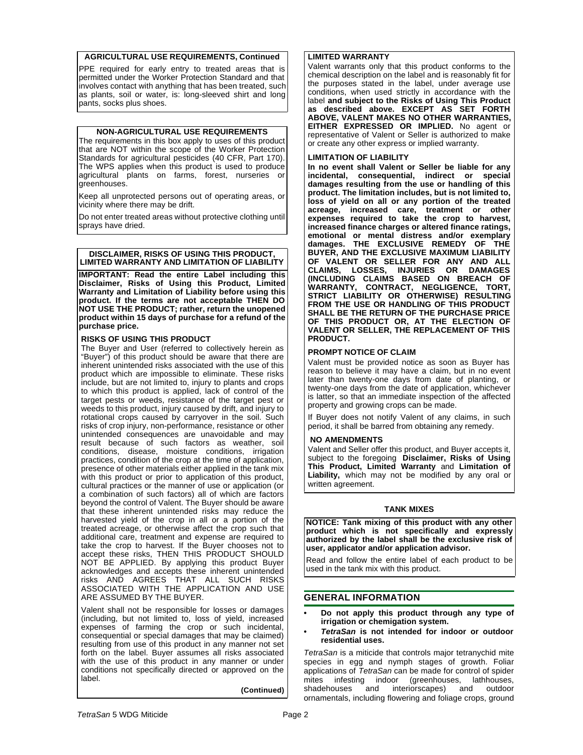### AGRICULTURAL USE REQUIREMENTS, Continued

PPE required for early entry to treated areas that is permitted under the Worker Protection Standard and that involves contact with anything that has been treated, such as plants, soil or water, is: long-sleeved shirt and long pants, socks plus shoes.

### NON-AGRICULTURAL USE REQUIREMENTS

The requirements in this box apply to uses of this product that are NOT within the scope of the Worker Protection Standards for agricultural pesticides (40 CFR, Part 170). The WPS applies when this product is used to produce agricultural plants on farms, forest, nurseries or greenhouses.

Keep all unprotected persons out of operating areas, or vicinity where there may be drift.

Do not enter treated areas without protective clothing until sprays have dried.

### DISCLAIMER, RISKS OF USING THIS PRODUCT, LIMITED WARRANTY AND LIMITATION OF LIABILITY

**IMPORTANT: Read the entire Label including this Disclaimer, Risks of Using this Product, Limited Warranty and Limitation of Liability before using this product. If the terms are not acceptable THEN DO NOT USE THE PRODUCT; rather, return the unopened product within 15 days of purchase for a refund of the purchase price.**

**RISKS OF USING THIS PRODUCT**

The Buyer and User (referred to collectively herein as "Buyer") of this product should be aware that there are inherent unintended risks associated with the use of this product which are impossible to eliminate. These risks include, but are not limited to, injury to plants and crops to which this product is applied, lack of control of the target pests or weeds, resistance of the target pest or weeds to this product, injury caused by drift, and injury to rotational crops caused by carryover in the soil. Such risks of crop injury, non-performance, resistance or other unintended consequences are unavoidable and may result because of such factors as weather, soil conditions, disease, moisture conditions, irrigation practices, condition of the crop at the time of application, presence of other materials either applied in the tank mix with this product or prior to application of this product, cultural practices or the manner of use or application (or a combination of such factors) all of which are factors beyond the control of Valent. The Buyer should be aware that these inherent unintended risks may reduce the harvested yield of the crop in all or a portion of the treated acreage, or otherwise affect the crop such that additional care, treatment and expense are required to take the crop to harvest. If the Buyer chooses not to accept these risks, THEN THIS PRODUCT SHOULD NOT BE APPLIED. By applying this product Buyer acknowledges and accepts these inherent unintended risks AND AGREES THAT ALL SUCH RISKS ASSOCIATED WITH THE APPLICATION AND USE ARE ASSUMED BY THE BUYER.

Valent shall not be responsible for losses or damages (including, but not limited to, loss of yield, increased expenses of farming the crop or such incidental, consequential or special damages that may be claimed) resulting from use of this product in any manner not set forth on the label. Buyer assumes all risks associated with the use of this product in any manner or under conditions not specifically directed or approved on the label.

**(Continued)**

**LIMITED WARRANTY**

Valent warrants only that this product conforms to the chemical description on the label and is reasonably fit for the purposes stated in the label, under average use conditions, when used strictly in accordance with the label **and subject to the Risks of Using This Product as described above. EXCEPT AS SET FORTH ABOVE, VALENT MAKES NO OTHER WARRANTIES, EITHER EXPRESSED OR IMPLIED.** No agent or representative of Valent or Seller is authorized to make or create any other express or implied warranty.

**LIMITATION OF LIABILITY**

**In no event shall Valent or Seller be liable for any incidental, consequential, indirect or special damages resulting from the use or handling of this product. The limitation includes, but is not limited to, loss of yield on all or any portion of the treated acreage, increased care, treatment or other expenses required to take the crop to harvest, increased finance charges or altered finance ratings, emotional or mental distress and/or exemplary damages. THE EXCLUSIVE REMEDY OF THE BUYER, AND THE EXCLUSIVE MAXIMUM LIABILITY OF VALENT OR SELLER FOR ANY AND ALL CLAIMS, LOSSES, INJURIES OR DAMAGES (INCLUDING CLAIMS BASED ON BREACH OF WARRANTY, CONTRACT, NEGLIGENCE, TORT, STRICT LIABILITY OR OTHERWISE) RESULTING FROM THE USE OR HANDLING OF THIS PRODUCT SHALL BE THE RETURN OF THE PURCHASE PRICE OF THIS PRODUCT OR, AT THE ELECTION OF VALENT OR SELLER, THE REPLACEMENT OF THIS PRODUCT.**

**PROMPT NOTICE OF CLAIM**

Valent must be provided notice as soon as Buyer has reason to believe it may have a claim, but in no event later than twenty-one days from date of planting, or twenty-one days from the date of application, whichever is latter, so that an immediate inspection of the affected property and growing crops can be made.

If Buyer does not notify Valent of any claims, in such period, it shall be barred from obtaining any remedy.

**NO AMENDMENTS**

Valent and Seller offer this product, and Buyer accepts it, subject to the foregoing **Disclaimer, Risks of Using This Product, Limited Warranty** and **Limitation of Liability,** which may not be modified by any oral or written agreement.

### TANK MIXES

**NOTICE: Tank mixing of this product with any other product which is not specifically and expressly authorized by the label shall be the exclusive risk of user, applicator and/or application advisor.**

Read and follow the entire label of each product to be used in the tank mix with this product.

## GENERAL INFORMATION

- **Do not apply this product through any type of irrigation or chemigation system.**
- ***TetraSan* is not intended for indoor or outdoor residential uses.**

*TetraSan* is a miticide that controls major tetranychid mite species in egg and nymph stages of growth. Foliar applications of *TetraSan* can be made for control of spider mites infesting indoor (greenhouses, lathhouses, shadehouses and interiorscapes) and outdoor ornamentals, including flowering and foliage crops, ground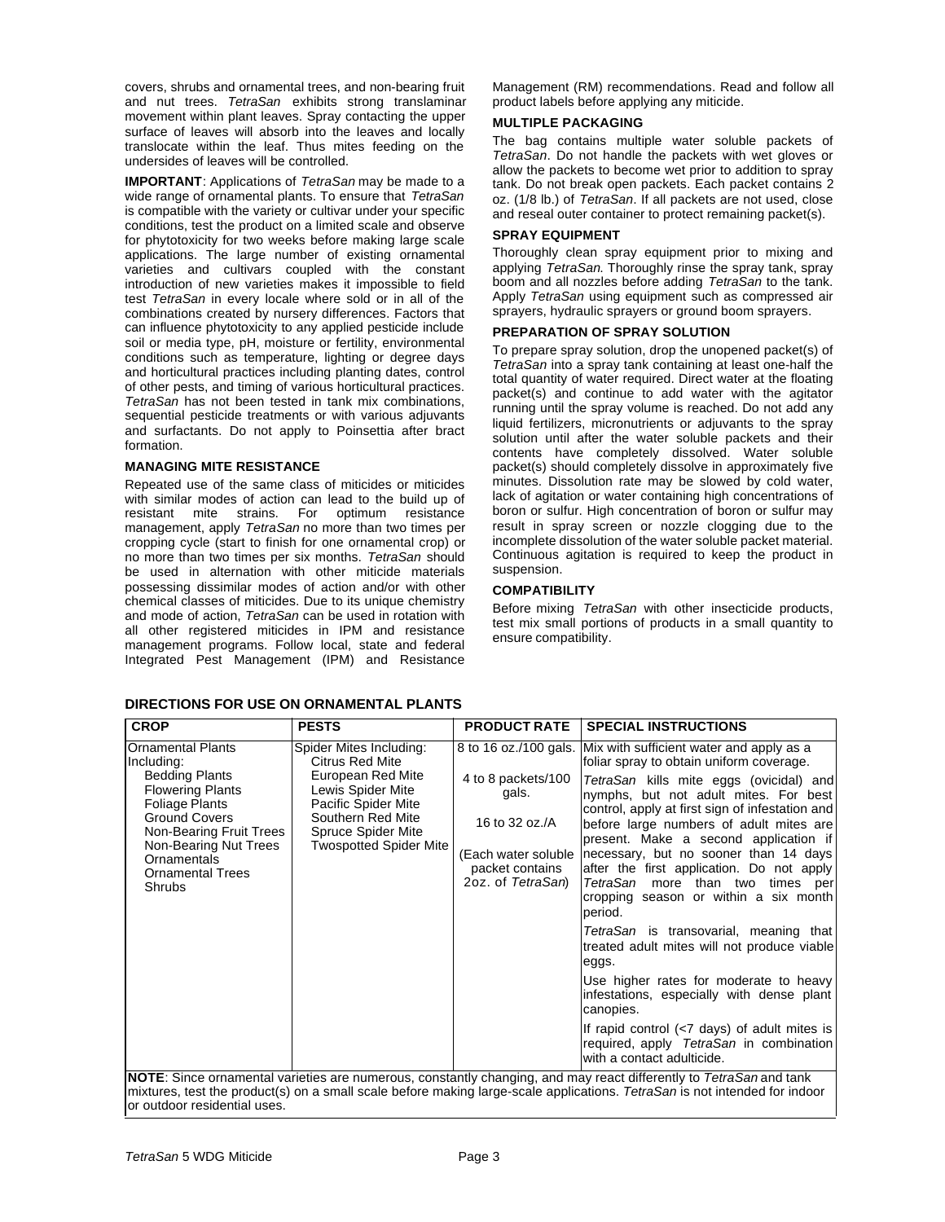covers, shrubs and ornamental trees, and non-bearing fruit and nut trees. *TetraSan* exhibits strong translaminar movement within plant leaves. Spray contacting the upper surface of leaves will absorb into the leaves and locally translocate within the leaf. Thus mites feeding on the undersides of leaves will be controlled.

**IMPORTANT**: Applications of *TetraSan* may be made to a wide range of ornamental plants. To ensure that *TetraSan* is compatible with the variety or cultivar under your specific conditions, test the product on a limited scale and observe for phytotoxicity for two weeks before making large scale applications. The large number of existing ornamental varieties and cultivars coupled with the constant introduction of new varieties makes it impossible to field test *TetraSan* in every locale where it is sold or in all of the combinations created by nursery differences. Factors that can influence phytotoxicity to any applied pesticide include soil or media type, pH, moisture or fertility, environmental conditions such as temperature, lighting or degree days and horticultural practices including planting dates, control of other pests, and timing of various horticultural practices. *TetraSan* has not been tested in tank mix combinations, sequential pesticide treatments or with various adjuvants and surfactants. Do not apply to Poinsettia after bract formation.

### MANAGING MITE RESISTANCE

Repeated use of the same class of miticides or miticides with similar modes of action can lead to the build up of resistant mite strains. For optimum resistance management, apply *TetraSan* no more than two times per cropping cycle (start to finish for one ornamental crop) or no more than two times per six months. *TetraSan* should be used in alternation with other miticide materials possessing dissimilar modes of action and/or with other chemical classes of miticides. Due to its unique chemistry and mode of action, *TetraSan* can be used in rotation with all other registered miticides in IPM and resistance management programs. Follow local, state and federal Integrated Pest Management (IPM) and Resistance Management (RM) recommendations. Read and follow all product labels before applying any miticide.

### MULTIPLE PACKAGING

The bag contains multiple water soluble packets of *TetraSan*. Do not handle the packets with wet gloves or allow the packets to become wet prior to addition to spray tank. Do not break open packets. Each packet contains 2 oz. (1/8 lb.) of *TetraSan*. If all packets are not used, close and reseal outer container to protect remaining packet(s).

### SPRAY EQUIPMENT

Thoroughly clean spray equipment prior to mixing and applying *TetraSan*. Thoroughly rinse the spray tank, spray boom and all nozzles before adding *TetraSan* to the tank. Apply *TetraSan* using equipment such as compressed air sprayers, hydraulic sprayers or ground boom sprayers.

### PREPARATION OF SPRAY SOLUTION

To prepare spray solution, drop the unopened packet(s) of *TetraSan* into a spray tank containing at least one-half the total quantity of water required. Direct water at the floating packet(s) and continue to add water with the agitator running until the spray volume is reached. Do not add any liquid fertilizers, micronutrients or adjuvants to the spray solution until after the water soluble packets and their contents have completely dissolved. Water soluble packet(s) should completely dissolve in approximately five minutes. Dissolution rate may be slowed by cold water, lack of agitation or water containing high concentrations of boron or sulfur. High concentration of boron or sulfur may result in spray screen or nozzle clogging due to the incomplete dissolution of the water soluble packet material. Continuous agitation is required to keep the product in suspension.

### COMPATIBILITY

Before mixing *TetraSan* with other insecticide products, test mix small portions of products in a small quantity to ensure compatibility.

## DIRECTIONS FOR USE ON ORNAMENTAL PLANTS

| CROP | PESTS | PRODUCT RATE | SPECIAL INSTRUCTIONS |
|---|---|---|---|
| Ornamental Plants Including:<br>Bedding Plants<br>Flowering Plants<br>Foliage Plants<br>Ground Covers<br>Non-Bearing Fruit Trees<br>Non-Bearing Nut Trees<br>Ornamentals<br>Ornamental Trees<br>Shrubs | Spider Mites Including:<br>Citrus Red Mite<br>European Red Mite<br>Lewis Spider Mite<br>Pacific Spider Mite<br>Southern Red Mite<br>Spruce Spider Mite<br>Twospotted Spider Mite | 8 to 16 oz./100 gals.<br><br>4 to 8 packets/100 gals.<br><br>16 to 32 oz./A<br><br>(Each water soluble packet contains 2oz. of *TetraSan*) | Mix with sufficient water and apply as a foliar spray to obtain uniform coverage.<br><br>*TetraSan* kills mite eggs (ovicidal) and nymphs, but not adult mites. For best control, apply at first sign of infestation and before large numbers of adult mites are present. Make a second application if necessary, but no sooner than 14 days after the first application. Do not apply *TetraSan* more than two times per cropping season or within a six month period.<br><br>*TetraSan* is transovarial, meaning that treated adult mites will not produce viable eggs.<br><br>Use higher rates for moderate to heavy infestations, especially with dense plant canopies.<br><br>If rapid control (<7 days) of adult mites is required, apply *TetraSan* in combination with a contact adulticide. |

**NOTE**: Since ornamental varieties are numerous, constantly changing, and may react differently to *TetraSan* and tank mixtures, test the product(s) on a small scale before making large-scale applications. *TetraSan* is not intended for indoor or outdoor residential uses.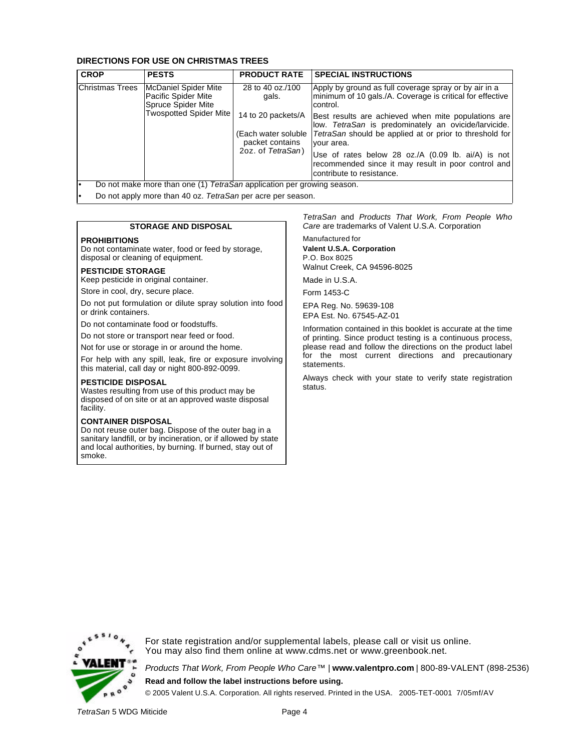## DIRECTIONS FOR USE ON CHRISTMAS TREES

| CROP | PESTS | PRODUCT RATE | SPECIAL INSTRUCTIONS |
|---|---|---|---|
| Christmas Trees | McDaniel Spider Mite<br>Pacific Spider Mite<br>Spruce Spider Mite<br>Twospotted Spider Mite | 28 to 40 oz./100 gals.<br><br>14 to 20 packets/A<br><br>(Each water soluble packet contains 2oz. of *TetraSan*) | Apply by ground as full coverage spray or by air in a minimum of 10 gals./A. Coverage is critical for effective control.<br><br>Best results are achieved when mite populations are low. *TetraSan* is predominately an ovicide/larvicide. *TetraSan* should be applied at or prior to threshold for your area.<br><br>Use of rates below 28 oz./A (0.09 lb. ai/A) is not recommended since it may result in poor control and contribute to resistance. |

- Do not make more than one (1) *TetraSan* application per growing season.
- Do not apply more than 40 oz. *TetraSan* per acre per season.

### STORAGE AND DISPOSAL

**PROHIBITIONS**
Do not contaminate water, food or feed by storage, disposal or cleaning of equipment.

**PESTICIDE STORAGE**
Keep pesticide in original container.

Store in cool, dry, secure place.

Do not put formulation or dilute spray solution into food or drink containers.

Do not contaminate food or foodstuffs.

Do not store or transport near feed or food.

Not for use or storage in or around the home.

For help with any spill, leak, fire or exposure involving this material, call day or night 800-892-0099.

**PESTICIDE DISPOSAL**
Wastes resulting from use of this product may be disposed of on site or at an approved waste disposal facility.

**CONTAINER DISPOSAL**
Do not reuse outer bag. Dispose of the outer bag in a sanitary landfill, or by incineration, or if allowed by state and local authorities, by burning. If burned, stay out of smoke.

*TetraSan* and *Products That Work, From People Who Care* are trademarks of Valent U.S.A. Corporation

Manufactured for
**Valent U.S.A. Corporation**
P.O. Box 8025
Walnut Creek, CA 94596-8025

Made in U.S.A.

Form 1453-C

EPA Reg. No. 59639-108
EPA Est. No. 67545-AZ-01

Information contained in this booklet is accurate at the time of printing. Since product testing is a continuous process, please read and follow the directions on the product label for the most current directions and precautionary statements.

Always check with your state to verify state registration status.

For state registration and/or supplemental labels, please call or visit us online. You may also find them online at www.cdms.net or www.greenbook.net.

*Products That Work, From People Who Care™* | **www.valentpro.com** | 800-89-VALENT (898-2536)

**Read and follow the label instructions before using.**

© 2005 Valent U.S.A. Corporation. All rights reserved. Printed in the USA. 2005-TET-0001 7/05mf/AV